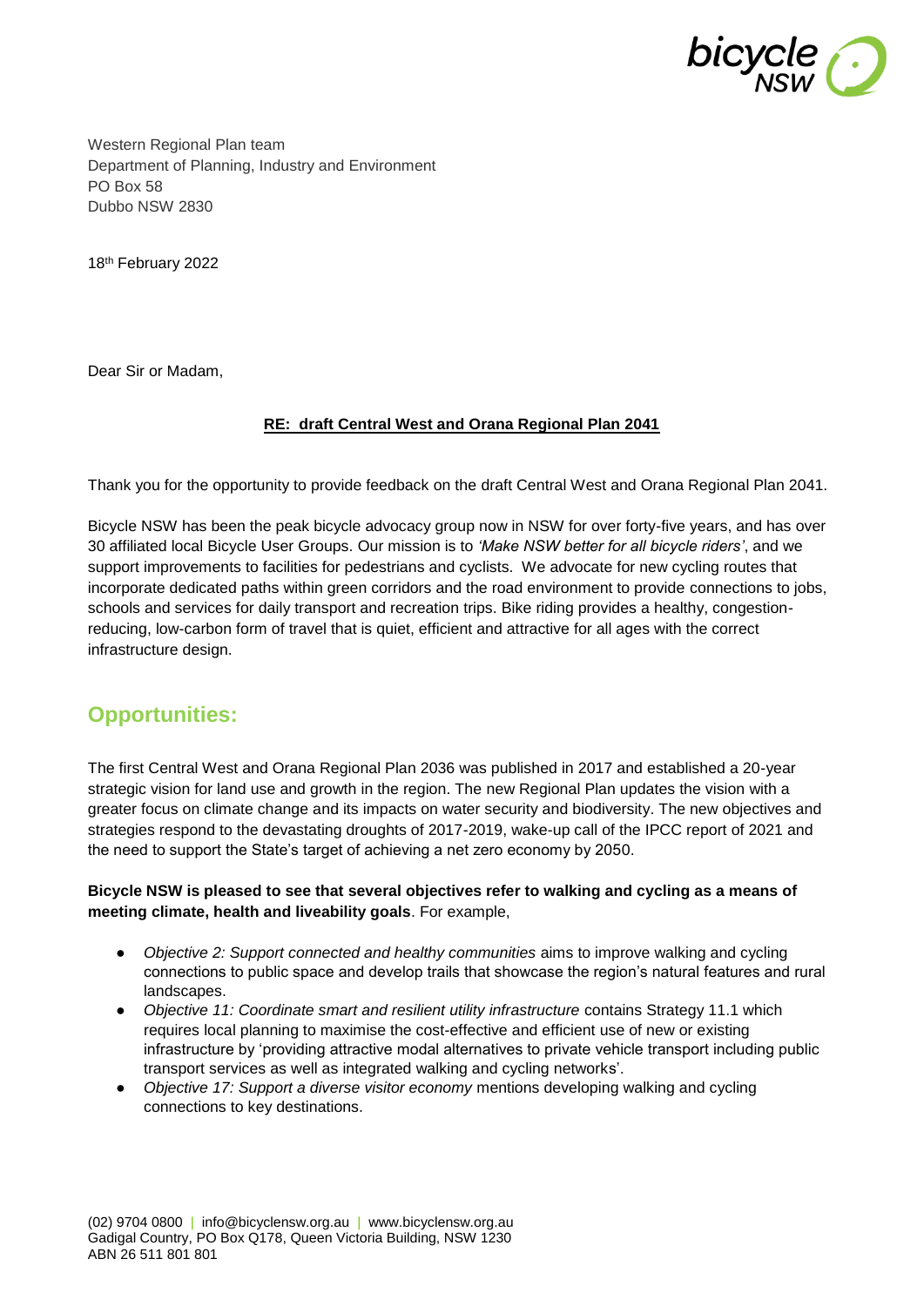Western Regional Plan team
Department of Planning, Industry and Environment
PO Box 58
Dubbo NSW 2830

18th February 2022

Dear Sir or Madam,

**RE: draft Central West and Orana Regional Plan 2041**

Thank you for the opportunity to provide feedback on the draft Central West and Orana Regional Plan 2041.

Bicycle NSW has been the peak bicycle advocacy group now in NSW for over forty-five years, and has over 30 affiliated local Bicycle User Groups. Our mission is to *'Make NSW better for all bicycle riders'*, and we support improvements to facilities for pedestrians and cyclists. We advocate for new cycling routes that incorporate dedicated paths within green corridors and the road environment to provide connections to jobs, schools and services for daily transport and recreation trips. Bike riding provides a healthy, congestion-reducing, low-carbon form of travel that is quiet, efficient and attractive for all ages with the correct infrastructure design.

## Opportunities:

The first Central West and Orana Regional Plan 2036 was published in 2017 and established a 20-year strategic vision for land use and growth in the region. The new Regional Plan updates the vision with a greater focus on climate change and its impacts on water security and biodiversity. The new objectives and strategies respond to the devastating droughts of 2017-2019, wake-up call of the IPCC report of 2021 and the need to support the State's target of achieving a net zero economy by 2050.

**Bicycle NSW is pleased to see that several objectives refer to walking and cycling as a means of meeting climate, health and liveability goals**. For example,

- *Objective 2: Support connected and healthy communities* aims to improve walking and cycling connections to public space and develop trails that showcase the region's natural features and rural landscapes.
- *Objective 11: Coordinate smart and resilient utility infrastructure* contains Strategy 11.1 which requires local planning to maximise the cost-effective and efficient use of new or existing infrastructure by 'providing attractive modal alternatives to private vehicle transport including public transport services as well as integrated walking and cycling networks'.
- *Objective 17: Support a diverse visitor economy* mentions developing walking and cycling connections to key destinations.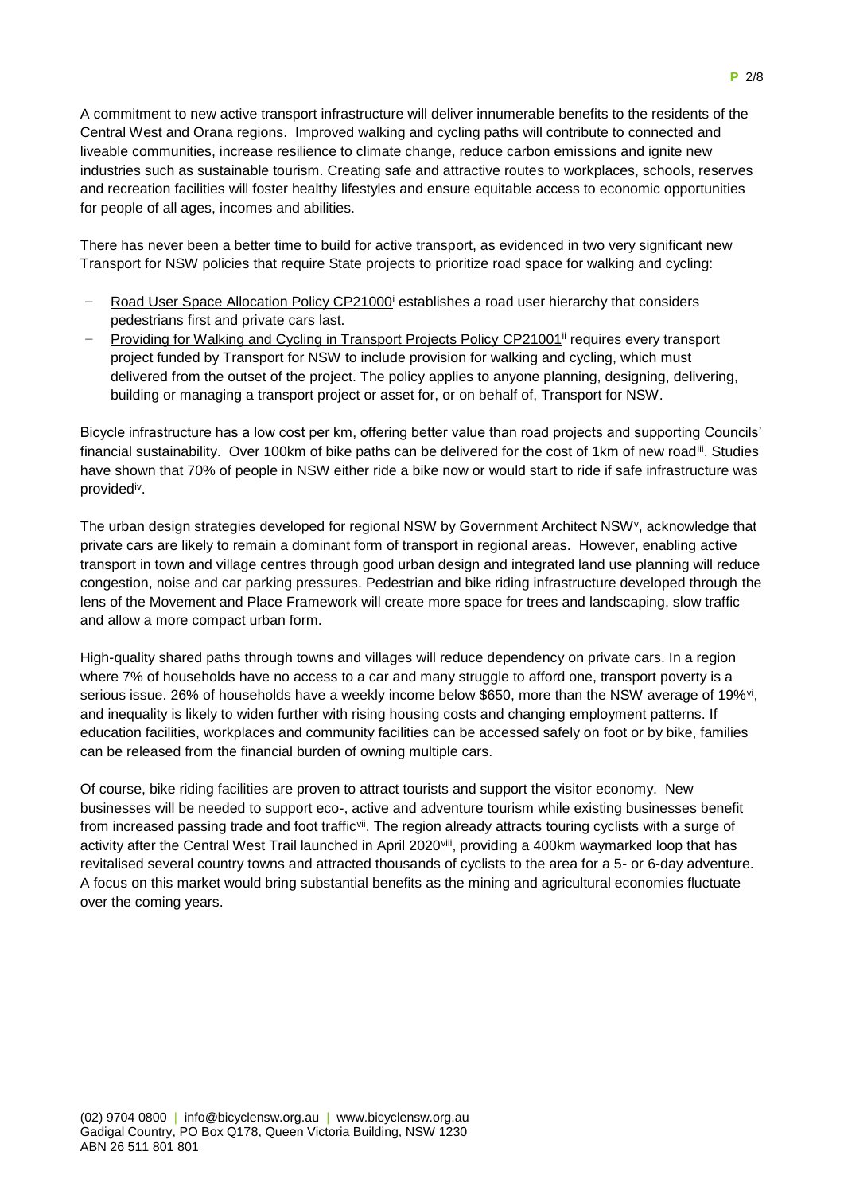A commitment to new active transport infrastructure will deliver innumerable benefits to the residents of the Central West and Orana regions. Improved walking and cycling paths will contribute to connected and liveable communities, increase resilience to climate change, reduce carbon emissions and ignite new industries such as sustainable tourism. Creating safe and attractive routes to workplaces, schools, reserves and recreation facilities will foster healthy lifestyles and ensure equitable access to economic opportunities for people of all ages, incomes and abilities.

There has never been a better time to build for active transport, as evidenced in two very significant new Transport for NSW policies that require State projects to prioritize road space for walking and cycling:

- Road User Space Allocation Policy CP21000[i] establishes a road user hierarchy that considers pedestrians first and private cars last.
- Providing for Walking and Cycling in Transport Projects Policy CP21001[ii] requires every transport project funded by Transport for NSW to include provision for walking and cycling, which must delivered from the outset of the project. The policy applies to anyone planning, designing, delivering, building or managing a transport project or asset for, or on behalf of, Transport for NSW.

Bicycle infrastructure has a low cost per km, offering better value than road projects and supporting Councils' financial sustainability. Over 100km of bike paths can be delivered for the cost of 1km of new road[iii]. Studies have shown that 70% of people in NSW either ride a bike now or would start to ride if safe infrastructure was provided[iv].

The urban design strategies developed for regional NSW by Government Architect NSW[v], acknowledge that private cars are likely to remain a dominant form of transport in regional areas. However, enabling active transport in town and village centres through good urban design and integrated land use planning will reduce congestion, noise and car parking pressures. Pedestrian and bike riding infrastructure developed through the lens of the Movement and Place Framework will create more space for trees and landscaping, slow traffic and allow a more compact urban form.

High-quality shared paths through towns and villages will reduce dependency on private cars. In a region where 7% of households have no access to a car and many struggle to afford one, transport poverty is a serious issue. 26% of households have a weekly income below $650, more than the NSW average of 19%[vi], and inequality is likely to widen further with rising housing costs and changing employment patterns. If education facilities, workplaces and community facilities can be accessed safely on foot or by bike, families can be released from the financial burden of owning multiple cars.

Of course, bike riding facilities are proven to attract tourists and support the visitor economy. New businesses will be needed to support eco-, active and adventure tourism while existing businesses benefit from increased passing trade and foot traffic[vii]. The region already attracts touring cyclists with a surge of activity after the Central West Trail launched in April 2020[viii], providing a 400km waymarked loop that has revitalised several country towns and attracted thousands of cyclists to the area for a 5- or 6-day adventure. A focus on this market would bring substantial benefits as the mining and agricultural economies fluctuate over the coming years.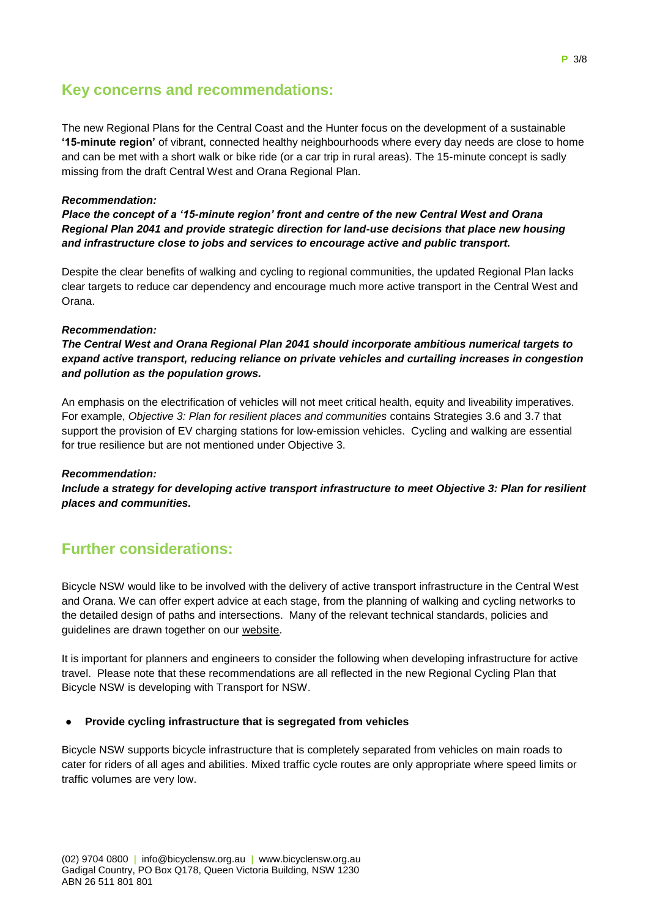## Key concerns and recommendations:

The new Regional Plans for the Central Coast and the Hunter focus on the development of a sustainable **'15-minute region'** of vibrant, connected healthy neighbourhoods where every day needs are close to home and can be met with a short walk or bike ride (or a car trip in rural areas). The 15-minute concept is sadly missing from the draft Central West and Orana Regional Plan.

***Recommendation:***

***Place the concept of a '15-minute region' front and centre of the new Central West and Orana Regional Plan 2041 and provide strategic direction for land-use decisions that place new housing and infrastructure close to jobs and services to encourage active and public transport.***

Despite the clear benefits of walking and cycling to regional communities, the updated Regional Plan lacks clear targets to reduce car dependency and encourage much more active transport in the Central West and Orana.

***Recommendation:***

***The Central West and Orana Regional Plan 2041 should incorporate ambitious numerical targets to expand active transport, reducing reliance on private vehicles and curtailing increases in congestion and pollution as the population grows.***

An emphasis on the electrification of vehicles will not meet critical health, equity and liveability imperatives. For example, *Objective 3: Plan for resilient places and communities* contains Strategies 3.6 and 3.7 that support the provision of EV charging stations for low-emission vehicles. Cycling and walking are essential for true resilience but are not mentioned under Objective 3.

***Recommendation:***

***Include a strategy for developing active transport infrastructure to meet Objective 3: Plan for resilient places and communities.***

## Further considerations:

Bicycle NSW would like to be involved with the delivery of active transport infrastructure in the Central West and Orana. We can offer expert advice at each stage, from the planning of walking and cycling networks to the detailed design of paths and intersections. Many of the relevant technical standards, policies and guidelines are drawn together on our website.

It is important for planners and engineers to consider the following when developing infrastructure for active travel. Please note that these recommendations are all reflected in the new Regional Cycling Plan that Bicycle NSW is developing with Transport for NSW.

- **Provide cycling infrastructure that is segregated from vehicles**

Bicycle NSW supports bicycle infrastructure that is completely separated from vehicles on main roads to cater for riders of all ages and abilities. Mixed traffic cycle routes are only appropriate where speed limits or traffic volumes are very low.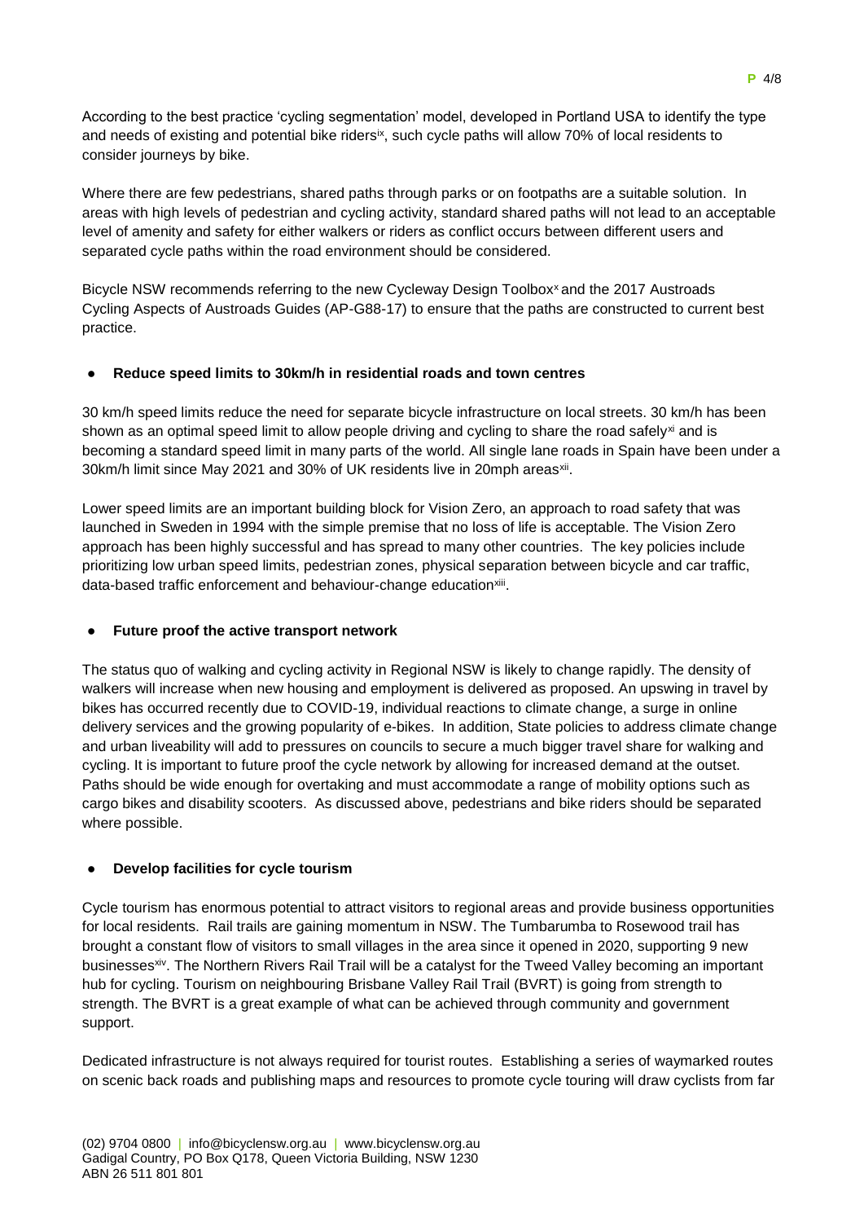According to the best practice 'cycling segmentation' model, developed in Portland USA to identify the type and needs of existing and potential bike riders[ix], such cycle paths will allow 70% of local residents to consider journeys by bike.

Where there are few pedestrians, shared paths through parks or on footpaths are a suitable solution. In areas with high levels of pedestrian and cycling activity, standard shared paths will not lead to an acceptable level of amenity and safety for either walkers or riders as conflict occurs between different users and separated cycle paths within the road environment should be considered.

Bicycle NSW recommends referring to the new Cycleway Design Toolbox[x] and the 2017 Austroads Cycling Aspects of Austroads Guides (AP-G88-17) to ensure that the paths are constructed to current best practice.

- **Reduce speed limits to 30km/h in residential roads and town centres**

30 km/h speed limits reduce the need for separate bicycle infrastructure on local streets. 30 km/h has been shown as an optimal speed limit to allow people driving and cycling to share the road safely[xi] and is becoming a standard speed limit in many parts of the world. All single lane roads in Spain have been under a 30km/h limit since May 2021 and 30% of UK residents live in 20mph areas[xii].

Lower speed limits are an important building block for Vision Zero, an approach to road safety that was launched in Sweden in 1994 with the simple premise that no loss of life is acceptable. The Vision Zero approach has been highly successful and has spread to many other countries. The key policies include prioritizing low urban speed limits, pedestrian zones, physical separation between bicycle and car traffic, data-based traffic enforcement and behaviour-change education[xiii].

- **Future proof the active transport network**

The status quo of walking and cycling activity in Regional NSW is likely to change rapidly. The density of walkers will increase when new housing and employment is delivered as proposed. An upswing in travel by bikes has occurred recently due to COVID-19, individual reactions to climate change, a surge in online delivery services and the growing popularity of e-bikes. In addition, State policies to address climate change and urban liveability will add to pressures on councils to secure a much bigger travel share for walking and cycling. It is important to future proof the cycle network by allowing for increased demand at the outset. Paths should be wide enough for overtaking and must accommodate a range of mobility options such as cargo bikes and disability scooters. As discussed above, pedestrians and bike riders should be separated where possible.

- **Develop facilities for cycle tourism**

Cycle tourism has enormous potential to attract visitors to regional areas and provide business opportunities for local residents. Rail trails are gaining momentum in NSW. The Tumbarumba to Rosewood trail has brought a constant flow of visitors to small villages in the area since it opened in 2020, supporting 9 new businesses[xiv]. The Northern Rivers Rail Trail will be a catalyst for the Tweed Valley becoming an important hub for cycling. Tourism on neighbouring Brisbane Valley Rail Trail (BVRT) is going from strength to strength. The BVRT is a great example of what can be achieved through community and government support.

Dedicated infrastructure is not always required for tourist routes. Establishing a series of waymarked routes on scenic back roads and publishing maps and resources to promote cycle touring will draw cyclists from far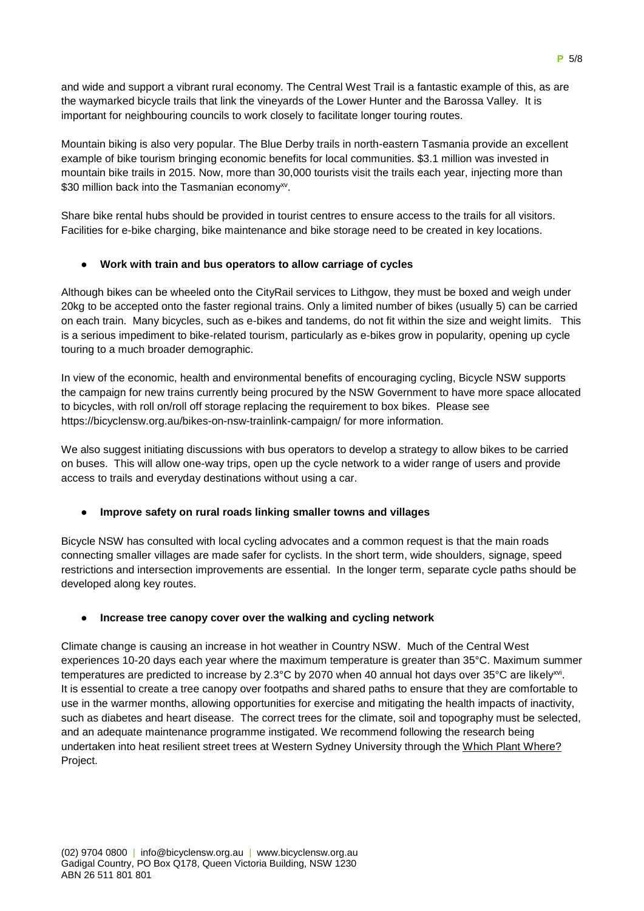and wide and support a vibrant rural economy. The Central West Trail is a fantastic example of this, as are the waymarked bicycle trails that link the vineyards of the Lower Hunter and the Barossa Valley. It is important for neighbouring councils to work closely to facilitate longer touring routes.

Mountain biking is also very popular. The Blue Derby trails in north-eastern Tasmania provide an excellent example of bike tourism bringing economic benefits for local communities. $3.1 million was invested in mountain bike trails in 2015. Now, more than 30,000 tourists visit the trails each year, injecting more than $30 million back into the Tasmanian economy[xv].

Share bike rental hubs should be provided in tourist centres to ensure access to the trails for all visitors. Facilities for e-bike charging, bike maintenance and bike storage need to be created in key locations.

- **Work with train and bus operators to allow carriage of cycles**

Although bikes can be wheeled onto the CityRail services to Lithgow, they must be boxed and weigh under 20kg to be accepted onto the faster regional trains. Only a limited number of bikes (usually 5) can be carried on each train. Many bicycles, such as e-bikes and tandems, do not fit within the size and weight limits. This is a serious impediment to bike-related tourism, particularly as e-bikes grow in popularity, opening up cycle touring to a much broader demographic.

In view of the economic, health and environmental benefits of encouraging cycling, Bicycle NSW supports the campaign for new trains currently being procured by the NSW Government to have more space allocated to bicycles, with roll on/roll off storage replacing the requirement to box bikes. Please see https://bicyclensw.org.au/bikes-on-nsw-trainlink-campaign/ for more information.

We also suggest initiating discussions with bus operators to develop a strategy to allow bikes to be carried on buses. This will allow one-way trips, open up the cycle network to a wider range of users and provide access to trails and everyday destinations without using a car.

- **Improve safety on rural roads linking smaller towns and villages**

Bicycle NSW has consulted with local cycling advocates and a common request is that the main roads connecting smaller villages are made safer for cyclists. In the short term, wide shoulders, signage, speed restrictions and intersection improvements are essential. In the longer term, separate cycle paths should be developed along key routes.

- **Increase tree canopy cover over the walking and cycling network**

Climate change is causing an increase in hot weather in Country NSW. Much of the Central West experiences 10-20 days each year where the maximum temperature is greater than 35°C. Maximum summer temperatures are predicted to increase by 2.3°C by 2070 when 40 annual hot days over 35°C are likely[xvi]. It is essential to create a tree canopy over footpaths and shared paths to ensure that they are comfortable to use in the warmer months, allowing opportunities for exercise and mitigating the health impacts of inactivity, such as diabetes and heart disease. The correct trees for the climate, soil and topography must be selected, and an adequate maintenance programme instigated. We recommend following the research being undertaken into heat resilient street trees at Western Sydney University through the Which Plant Where? Project.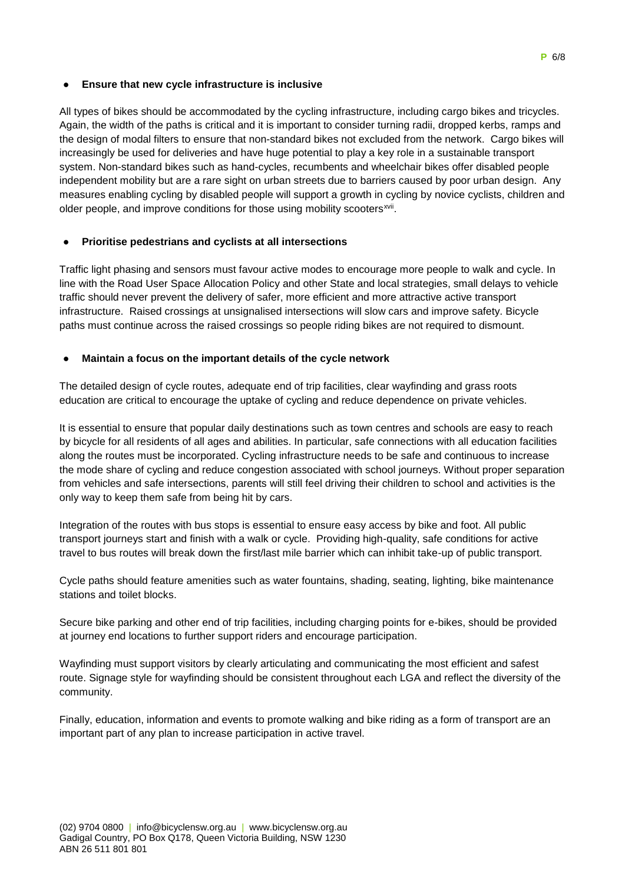- **Ensure that new cycle infrastructure is inclusive**

All types of bikes should be accommodated by the cycling infrastructure, including cargo bikes and tricycles. Again, the width of the paths is critical and it is important to consider turning radii, dropped kerbs, ramps and the design of modal filters to ensure that non-standard bikes not excluded from the network. Cargo bikes will increasingly be used for deliveries and have huge potential to play a key role in a sustainable transport system. Non-standard bikes such as hand-cycles, recumbents and wheelchair bikes offer disabled people independent mobility but are a rare sight on urban streets due to barriers caused by poor urban design. Any measures enabling cycling by disabled people will support a growth in cycling by novice cyclists, children and older people, and improve conditions for those using mobility scooters[xvii].

- **Prioritise pedestrians and cyclists at all intersections**

Traffic light phasing and sensors must favour active modes to encourage more people to walk and cycle. In line with the Road User Space Allocation Policy and other State and local strategies, small delays to vehicle traffic should never prevent the delivery of safer, more efficient and more attractive active transport infrastructure. Raised crossings at unsignalised intersections will slow cars and improve safety. Bicycle paths must continue across the raised crossings so people riding bikes are not required to dismount.

- **Maintain a focus on the important details of the cycle network**

The detailed design of cycle routes, adequate end of trip facilities, clear wayfinding and grass roots education are critical to encourage the uptake of cycling and reduce dependence on private vehicles.

It is essential to ensure that popular daily destinations such as town centres and schools are easy to reach by bicycle for all residents of all ages and abilities. In particular, safe connections with all education facilities along the routes must be incorporated. Cycling infrastructure needs to be safe and continuous to increase the mode share of cycling and reduce congestion associated with school journeys. Without proper separation from vehicles and safe intersections, parents will still feel driving their children to school and activities is the only way to keep them safe from being hit by cars.

Integration of the routes with bus stops is essential to ensure easy access by bike and foot. All public transport journeys start and finish with a walk or cycle. Providing high-quality, safe conditions for active travel to bus routes will break down the first/last mile barrier which can inhibit take-up of public transport.

Cycle paths should feature amenities such as water fountains, shading, seating, lighting, bike maintenance stations and toilet blocks.

Secure bike parking and other end of trip facilities, including charging points for e-bikes, should be provided at journey end locations to further support riders and encourage participation.

Wayfinding must support visitors by clearly articulating and communicating the most efficient and safest route. Signage style for wayfinding should be consistent throughout each LGA and reflect the diversity of the community.

Finally, education, information and events to promote walking and bike riding as a form of transport are an important part of any plan to increase participation in active travel.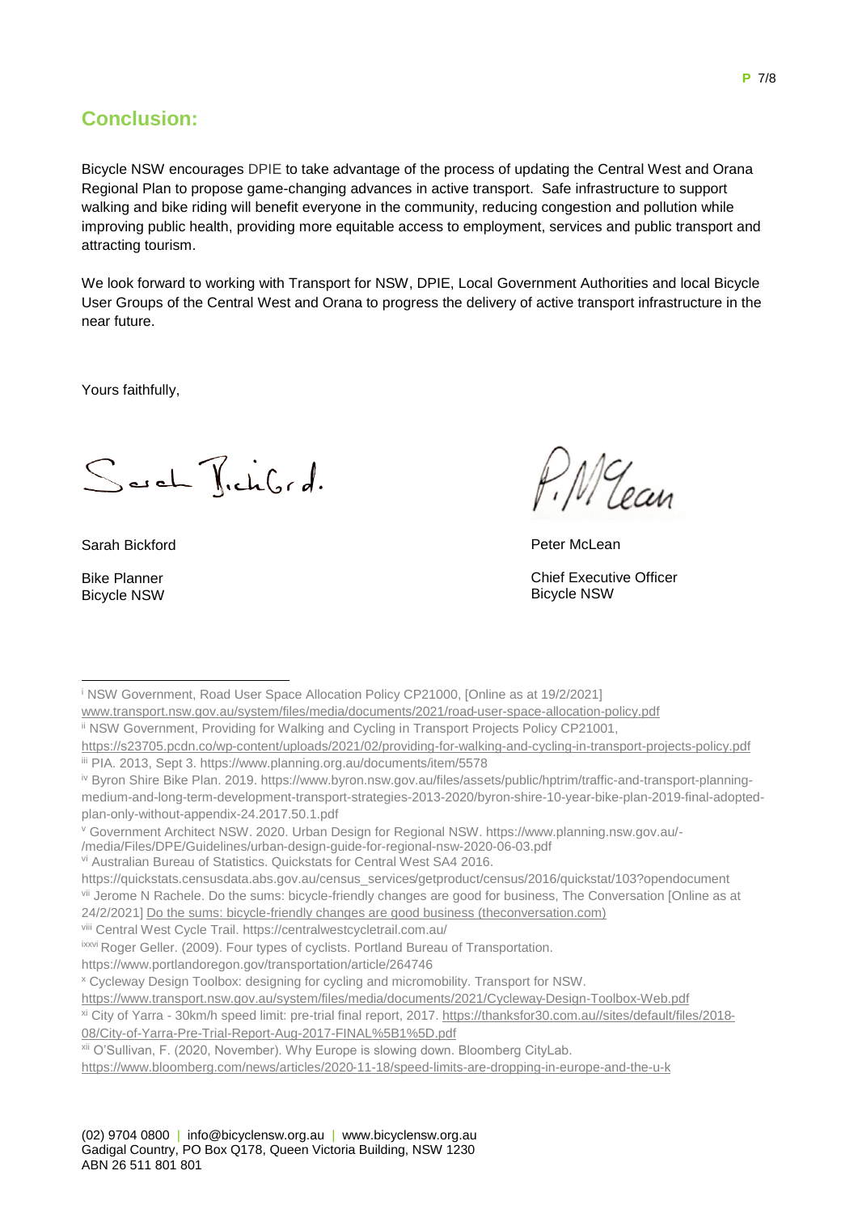## Conclusion:

Bicycle NSW encourages DPIE to take advantage of the process of updating the Central West and Orana Regional Plan to propose game-changing advances in active transport. Safe infrastructure to support walking and bike riding will benefit everyone in the community, reducing congestion and pollution while improving public health, providing more equitable access to employment, services and public transport and attracting tourism.

We look forward to working with Transport for NSW, DPIE, Local Government Authorities and local Bicycle User Groups of the Central West and Orana to progress the delivery of active transport infrastructure in the near future.

Yours faithfully,

Sarah Bickford

Bike Planner
Bicycle NSW

Peter McLean

Chief Executive Officer
Bicycle NSW

---

[i] NSW Government, Road User Space Allocation Policy CP21000, [Online as at 19/2/2021] www.transport.nsw.gov.au/system/files/media/documents/2021/road-user-space-allocation-policy.pdf

[ii] NSW Government, Providing for Walking and Cycling in Transport Projects Policy CP21001, https://s23705.pcdn.co/wp-content/uploads/2021/02/providing-for-walking-and-cycling-in-transport-projects-policy.pdf

[iii] PIA. 2013, Sept 3. https://www.planning.org.au/documents/item/5578

[iv] Byron Shire Bike Plan. 2019. https://www.byron.nsw.gov.au/files/assets/public/hptrim/traffic-and-transport-planning-medium-and-long-term-development-transport-strategies-2013-2020/byron-shire-10-year-bike-plan-2019-final-adopted-plan-only-without-appendix-24.2017.50.1.pdf

[v] Government Architect NSW. 2020. Urban Design for Regional NSW. https://www.planning.nsw.gov.au/-/media/Files/DPE/Guidelines/urban-design-guide-for-regional-nsw-2020-06-03.pdf

[vi] Australian Bureau of Statistics. Quickstats for Central West SA4 2016. https://quickstats.censusdata.abs.gov.au/census_services/getproduct/census/2016/quickstat/103?opendocument

[vii] Jerome N Rachele. Do the sums: bicycle-friendly changes are good for business, The Conversation [Online as at 24/2/2021] Do the sums: bicycle-friendly changes are good business (theconversation.com)

[viii] Central West Cycle Trail. https://centralwestcycletrail.com.au/

[ixxvi] Roger Geller. (2009). Four types of cyclists. Portland Bureau of Transportation. https://www.portlandoregon.gov/transportation/article/264746

[x] Cycleway Design Toolbox: designing for cycling and micromobility. Transport for NSW. https://www.transport.nsw.gov.au/system/files/media/documents/2021/Cycleway-Design-Toolbox-Web.pdf

[xi] City of Yarra - 30km/h speed limit: pre-trial final report, 2017. https://thanksfor30.com.au//sites/default/files/2018-08/City-of-Yarra-Pre-Trial-Report-Aug-2017-FINAL%5B1%5D.pdf

[xii] O'Sullivan, F. (2020, November). Why Europe is slowing down. Bloomberg CityLab. https://www.bloomberg.com/news/articles/2020-11-18/speed-limits-are-dropping-in-europe-and-the-u-k

(02) 9704 0800 | info@bicyclensw.org.au | www.bicyclensw.org.au
Gadigal Country, PO Box Q178, Queen Victoria Building, NSW 1230
ABN 26 511 801 801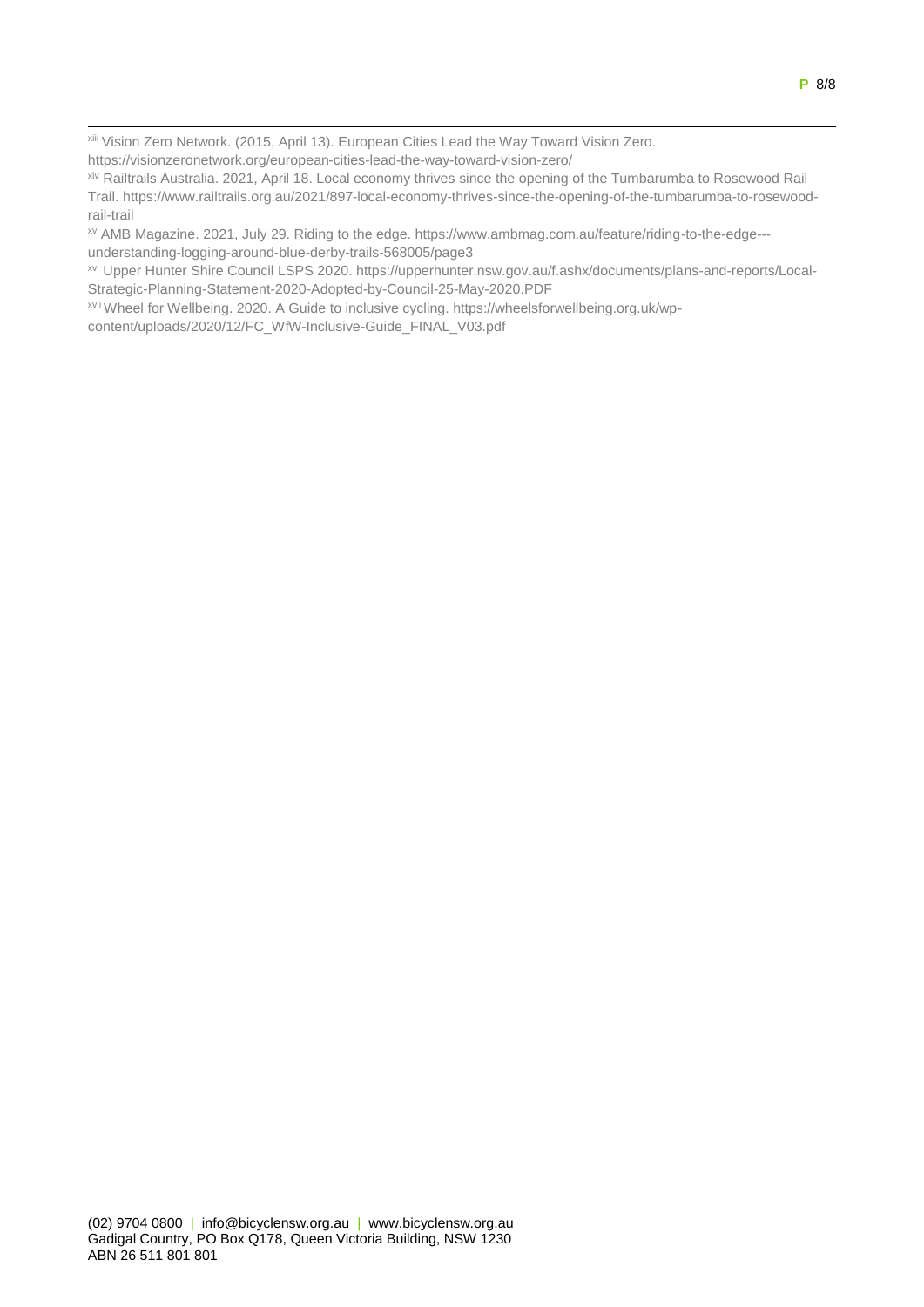[xiii] Vision Zero Network. (2015, April 13). European Cities Lead the Way Toward Vision Zero. https://visionzeronetwork.org/european-cities-lead-the-way-toward-vision-zero/

[xiv] Railtrails Australia. 2021, April 18. Local economy thrives since the opening of the Tumbarumba to Rosewood Rail Trail. https://www.railtrails.org.au/2021/897-local-economy-thrives-since-the-opening-of-the-tumbarumba-to-rosewood-rail-trail

[xv] AMB Magazine. 2021, July 29. Riding to the edge. https://www.ambmag.com.au/feature/riding-to-the-edge---understanding-logging-around-blue-derby-trails-568005/page3

[xvi] Upper Hunter Shire Council LSPS 2020. https://upperhunter.nsw.gov.au/f.ashx/documents/plans-and-reports/Local-Strategic-Planning-Statement-2020-Adopted-by-Council-25-May-2020.PDF

[xvii] Wheel for Wellbeing. 2020. A Guide to inclusive cycling. https://wheelsforwellbeing.org.uk/wp-content/uploads/2020/12/FC_WfW-Inclusive-Guide_FINAL_V03.pdf

(02) 9704 0800 | info@bicyclensw.org.au | www.bicyclensw.org.au
Gadigal Country, PO Box Q178, Queen Victoria Building, NSW 1230
ABN 26 511 801 801